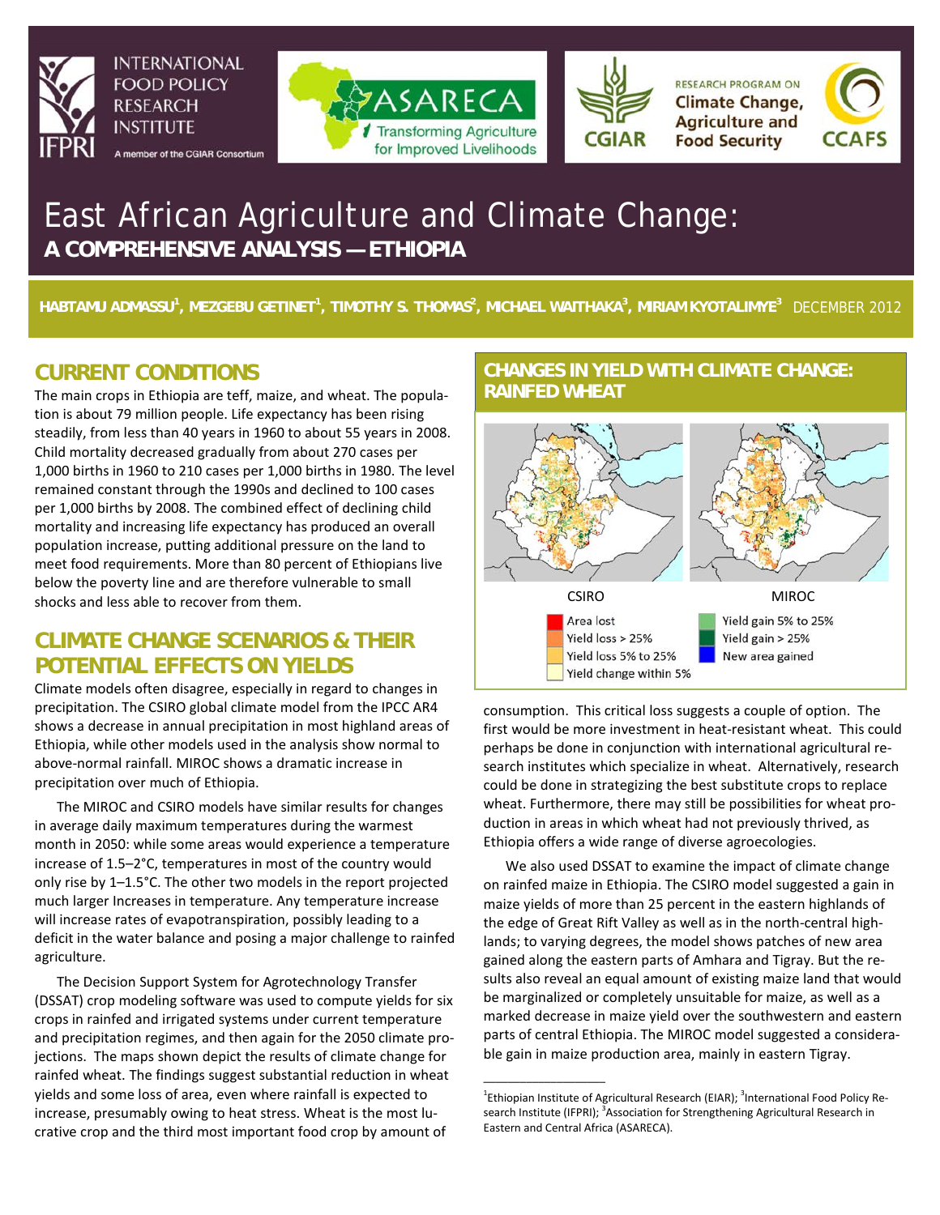INTERNATIONAL FOOD POLICY RESEARCH INSTITUTE

A member of the CGIAR Consortium

ASARECA — Transforming Agriculture for Improved Livelihoods

CGIAR — Research Program on Climate Change, Agriculture and Food Security — CCAFS

# East African Agriculture and Climate Change:

## A COMPREHENSIVE ANALYSIS — ETHIOPIA

**HABTAMU ADMASSU[1], MEZGEBU GETINET[1], TIMOTHY S. THOMAS[2], MICHAEL WAITHAKA[3], MIRIAM KYOTALIMYE[3]** DECEMBER 2012

## CURRENT CONDITIONS

The main crops in Ethiopia are teff, maize, and wheat. The population is about 79 million people. Life expectancy has been rising steadily, from less than 40 years in 1960 to about 55 years in 2008. Child mortality decreased gradually from about 270 cases per 1,000 births in 1960 to 210 cases per 1,000 births in 1980. The level remained constant through the 1990s and declined to 100 cases per 1,000 births by 2008. The combined effect of declining child mortality and increasing life expectancy has produced an overall population increase, putting additional pressure on the land to meet food requirements. More than 80 percent of Ethiopians live below the poverty line and are therefore vulnerable to small shocks and less able to recover from them.

## CLIMATE CHANGE SCENARIOS & THEIR POTENTIAL EFFECTS ON YIELDS

Climate models often disagree, especially in regard to changes in precipitation. The CSIRO global climate model from the IPCC AR4 shows a decrease in annual precipitation in most highland areas of Ethiopia, while other models used in the analysis show normal to above-normal rainfall. MIROC shows a dramatic increase in precipitation over much of Ethiopia.

The MIROC and CSIRO models have similar results for changes in average daily maximum temperatures during the warmest month in 2050: while some areas would experience a temperature increase of 1.5–2°C, temperatures in most of the country would only rise by 1–1.5°C. The other two models in the report projected much larger Increases in temperature. Any temperature increase will increase rates of evapotranspiration, possibly leading to a deficit in the water balance and posing a major challenge to rainfed agriculture.

The Decision Support System for Agrotechnology Transfer (DSSAT) crop modeling software was used to compute yields for six crops in rainfed and irrigated systems under current temperature and precipitation regimes, and then again for the 2050 climate projections. The maps shown depict the results of climate change for rainfed wheat. The findings suggest substantial reduction in wheat yields and some loss of area, even where rainfall is expected to increase, presumably owing to heat stress. Wheat is the most lucrative crop and the third most important food crop by amount of consumption. This critical loss suggests a couple of option. The first would be more investment in heat-resistant wheat. This could perhaps be done in conjunction with international agricultural research institutes which specialize in wheat. Alternatively, research could be done in strategizing the best substitute crops to replace wheat. Furthermore, there may still be possibilities for wheat production in areas in which wheat had not previously thrived, as Ethiopia offers a wide range of diverse agroecologies.

### CHANGES IN YIELD WITH CLIMATE CHANGE: RAINFED WHEAT

CSIRO | MIROC

- Area lost
- Yield loss > 25%
- Yield loss 5% to 25%
- Yield change within 5%
- Yield gain 5% to 25%
- Yield gain > 25%
- New area gained

We also used DSSAT to examine the impact of climate change on rainfed maize in Ethiopia. The CSIRO model suggested a gain in maize yields of more than 25 percent in the eastern highlands of the edge of Great Rift Valley as well as in the north-central highlands; to varying degrees, the model shows patches of new area gained along the eastern parts of Amhara and Tigray. But the results also reveal an equal amount of existing maize land that would be marginalized or completely unsuitable for maize, as well as a marked decrease in maize yield over the southwestern and eastern parts of central Ethiopia. The MIROC model suggested a considerable gain in maize production area, mainly in eastern Tigray.

---

[1]Ethiopian Institute of Agricultural Research (EIAR); [3]International Food Policy Research Institute (IFPRI); [3]Association for Strengthening Agricultural Research in Eastern and Central Africa (ASARECA).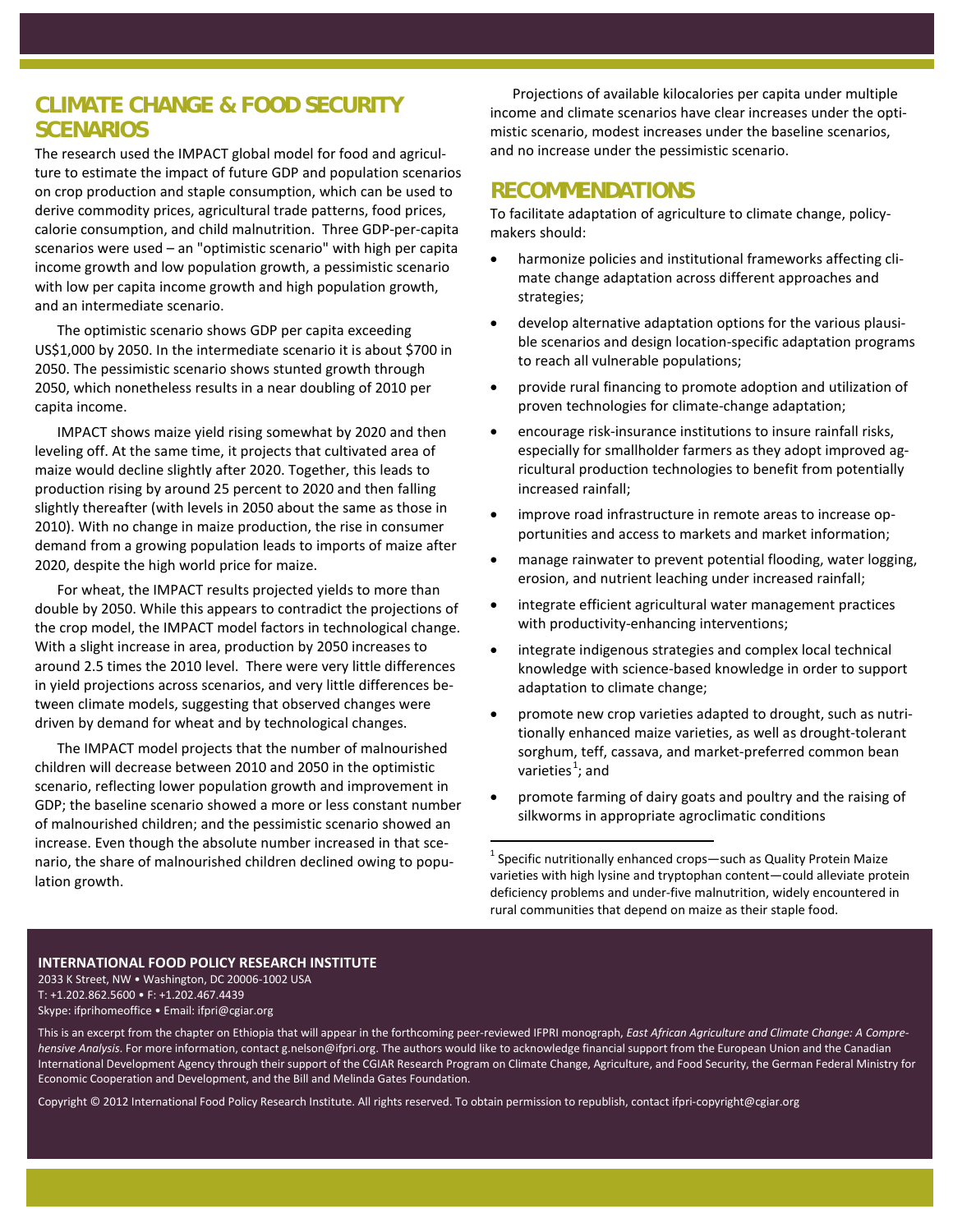## CLIMATE CHANGE & FOOD SECURITY SCENARIOS

The research used the IMPACT global model for food and agriculture to estimate the impact of future GDP and population scenarios on crop production and staple consumption, which can be used to derive commodity prices, agricultural trade patterns, food prices, calorie consumption, and child malnutrition. Three GDP-per-capita scenarios were used – an "optimistic scenario" with high per capita income growth and low population growth, a pessimistic scenario with low per capita income growth and high population growth, and an intermediate scenario.

The optimistic scenario shows GDP per capita exceeding US$1,000 by 2050. In the intermediate scenario it is about $700 in 2050. The pessimistic scenario shows stunted growth through 2050, which nonetheless results in a near doubling of 2010 per capita income.

IMPACT shows maize yield rising somewhat by 2020 and then leveling off. At the same time, it projects that cultivated area of maize would decline slightly after 2020. Together, this leads to production rising by around 25 percent to 2020 and then falling slightly thereafter (with levels in 2050 about the same as those in 2010). With no change in maize production, the rise in consumer demand from a growing population leads to imports of maize after 2020, despite the high world price for maize.

For wheat, the IMPACT results projected yields to more than double by 2050. While this appears to contradict the projections of the crop model, the IMPACT model factors in technological change. With a slight increase in area, production by 2050 increases to around 2.5 times the 2010 level. There were very little differences in yield projections across scenarios, and very little differences between climate models, suggesting that observed changes were driven by demand for wheat and by technological changes.

The IMPACT model projects that the number of malnourished children will decrease between 2010 and 2050 in the optimistic scenario, reflecting lower population growth and improvement in GDP; the baseline scenario showed a more or less constant number of malnourished children; and the pessimistic scenario showed an increase. Even though the absolute number increased in that scenario, the share of malnourished children declined owing to population growth.

Projections of available kilocalories per capita under multiple income and climate scenarios have clear increases under the optimistic scenario, modest increases under the baseline scenarios, and no increase under the pessimistic scenario.

## RECOMMENDATIONS

To facilitate adaptation of agriculture to climate change, policymakers should:

- harmonize policies and institutional frameworks affecting climate change adaptation across different approaches and strategies;
- develop alternative adaptation options for the various plausible scenarios and design location-specific adaptation programs to reach all vulnerable populations;
- provide rural financing to promote adoption and utilization of proven technologies for climate-change adaptation;
- encourage risk-insurance institutions to insure rainfall risks, especially for smallholder farmers as they adopt improved agricultural production technologies to benefit from potentially increased rainfall;
- improve road infrastructure in remote areas to increase opportunities and access to markets and market information;
- manage rainwater to prevent potential flooding, water logging, erosion, and nutrient leaching under increased rainfall;
- integrate efficient agricultural water management practices with productivity-enhancing interventions;
- integrate indigenous strategies and complex local technical knowledge with science-based knowledge in order to support adaptation to climate change;
- promote new crop varieties adapted to drought, such as nutritionally enhanced maize varieties, as well as drought-tolerant sorghum, teff, cassava, and market-preferred common bean varieties[1]; and
- promote farming of dairy goats and poultry and the raising of silkworms in appropriate agroclimatic conditions

[1] Specific nutritionally enhanced crops—such as Quality Protein Maize varieties with high lysine and tryptophan content—could alleviate protein deficiency problems and under-five malnutrition, widely encountered in rural communities that depend on maize as their staple food.

**INTERNATIONAL FOOD POLICY RESEARCH INSTITUTE**
2033 K Street, NW • Washington, DC 20006-1002 USA
T: +1.202.862.5600 • F: +1.202.467.4439
Skype: ifprihomeoffice • Email: ifpri@cgiar.org

This is an excerpt from the chapter on Ethiopia that will appear in the forthcoming peer-reviewed IFPRI monograph, *East African Agriculture and Climate Change: A Comprehensive Analysis*. For more information, contact g.nelson@ifpri.org. The authors would like to acknowledge financial support from the European Union and the Canadian International Development Agency through their support of the CGIAR Research Program on Climate Change, Agriculture, and Food Security, the German Federal Ministry for Economic Cooperation and Development, and the Bill and Melinda Gates Foundation.

Copyright © 2012 International Food Policy Research Institute. All rights reserved. To obtain permission to republish, contact ifpri-copyright@cgiar.org